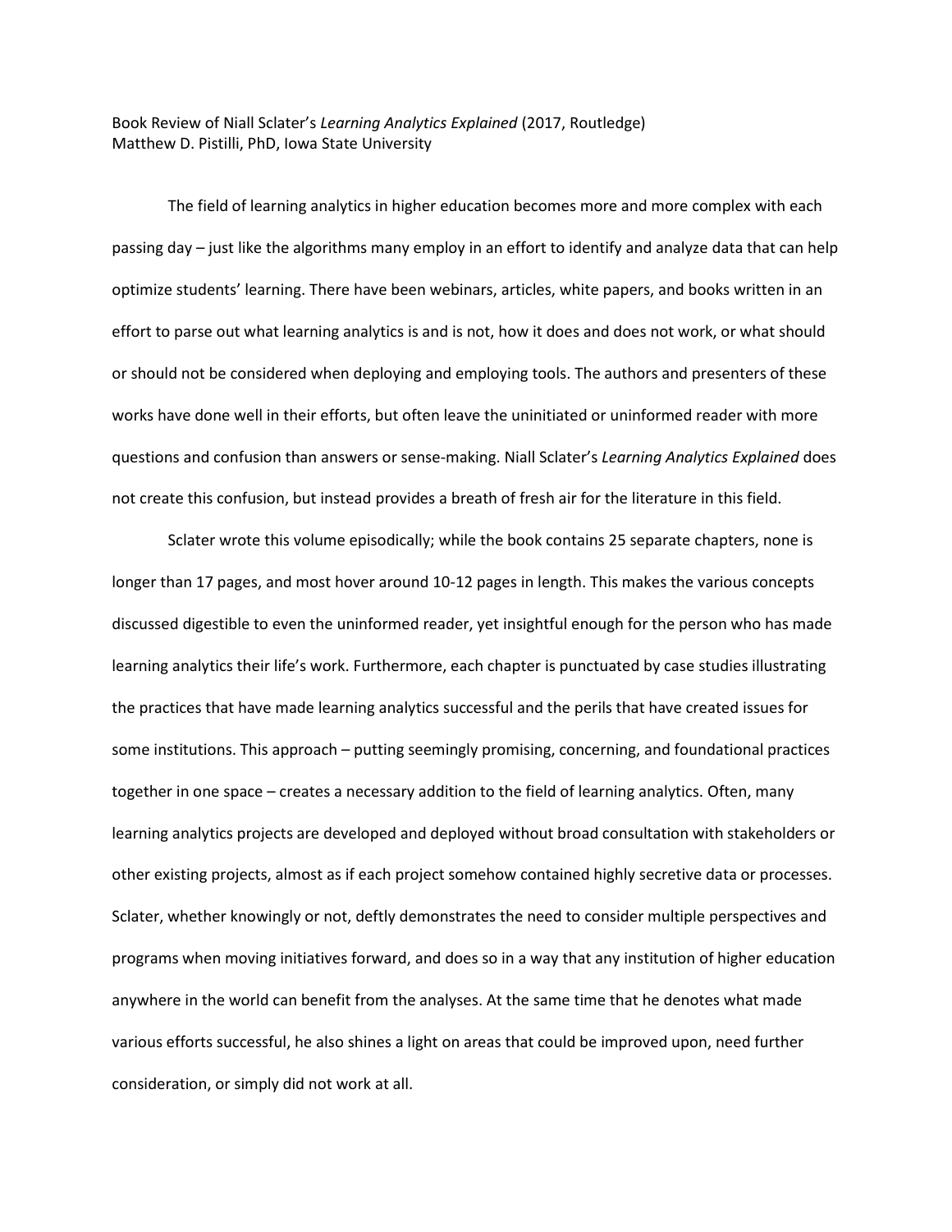Book Review of Niall Sclater's *Learning Analytics Explained* (2017, Routledge)
Matthew D. Pistilli, PhD, Iowa State University

The field of learning analytics in higher education becomes more and more complex with each passing day – just like the algorithms many employ in an effort to identify and analyze data that can help optimize students' learning. There have been webinars, articles, white papers, and books written in an effort to parse out what learning analytics is and is not, how it does and does not work, or what should or should not be considered when deploying and employing tools. The authors and presenters of these works have done well in their efforts, but often leave the uninitiated or uninformed reader with more questions and confusion than answers or sense-making. Niall Sclater's *Learning Analytics Explained* does not create this confusion, but instead provides a breath of fresh air for the literature in this field.

Sclater wrote this volume episodically; while the book contains 25 separate chapters, none is longer than 17 pages, and most hover around 10-12 pages in length. This makes the various concepts discussed digestible to even the uninformed reader, yet insightful enough for the person who has made learning analytics their life's work. Furthermore, each chapter is punctuated by case studies illustrating the practices that have made learning analytics successful and the perils that have created issues for some institutions. This approach – putting seemingly promising, concerning, and foundational practices together in one space – creates a necessary addition to the field of learning analytics. Often, many learning analytics projects are developed and deployed without broad consultation with stakeholders or other existing projects, almost as if each project somehow contained highly secretive data or processes. Sclater, whether knowingly or not, deftly demonstrates the need to consider multiple perspectives and programs when moving initiatives forward, and does so in a way that any institution of higher education anywhere in the world can benefit from the analyses. At the same time that he denotes what made various efforts successful, he also shines a light on areas that could be improved upon, need further consideration, or simply did not work at all.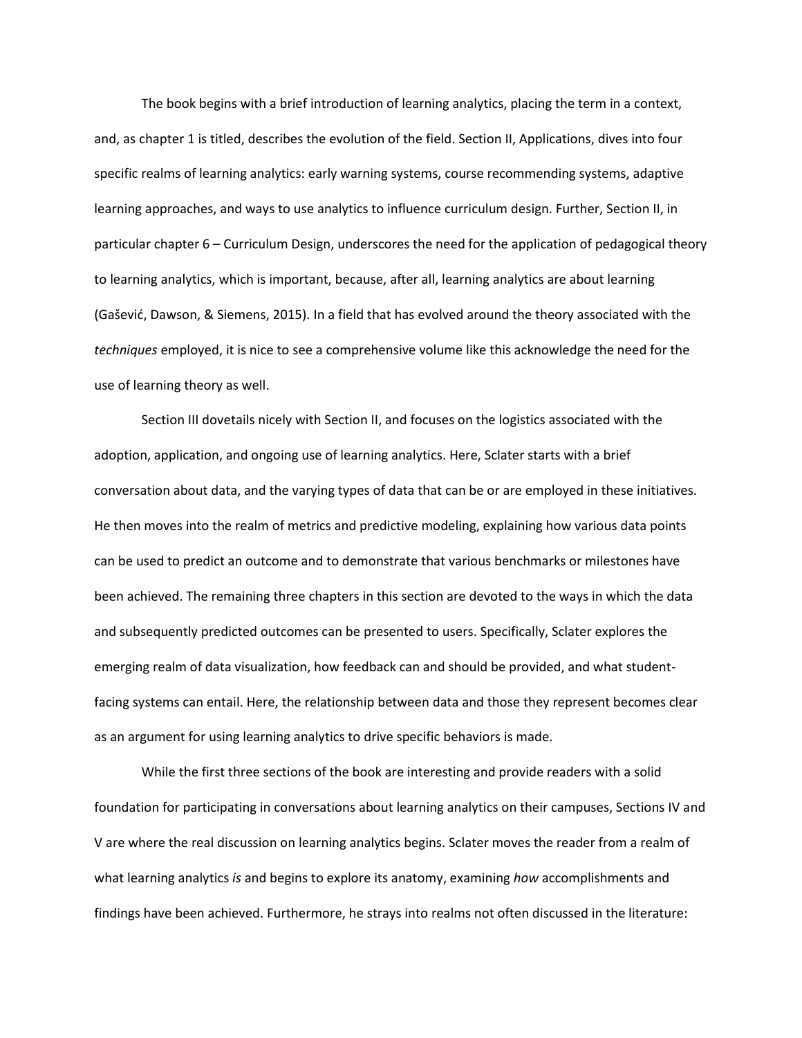The book begins with a brief introduction of learning analytics, placing the term in a context, and, as chapter 1 is titled, describes the evolution of the field. Section II, Applications, dives into four specific realms of learning analytics: early warning systems, course recommending systems, adaptive learning approaches, and ways to use analytics to influence curriculum design. Further, Section II, in particular chapter 6 – Curriculum Design, underscores the need for the application of pedagogical theory to learning analytics, which is important, because, after all, learning analytics are about learning (Gašević, Dawson, & Siemens, 2015). In a field that has evolved around the theory associated with the *techniques* employed, it is nice to see a comprehensive volume like this acknowledge the need for the use of learning theory as well.

Section III dovetails nicely with Section II, and focuses on the logistics associated with the adoption, application, and ongoing use of learning analytics. Here, Sclater starts with a brief conversation about data, and the varying types of data that can be or are employed in these initiatives. He then moves into the realm of metrics and predictive modeling, explaining how various data points can be used to predict an outcome and to demonstrate that various benchmarks or milestones have been achieved. The remaining three chapters in this section are devoted to the ways in which the data and subsequently predicted outcomes can be presented to users. Specifically, Sclater explores the emerging realm of data visualization, how feedback can and should be provided, and what student-facing systems can entail. Here, the relationship between data and those they represent becomes clear as an argument for using learning analytics to drive specific behaviors is made.

While the first three sections of the book are interesting and provide readers with a solid foundation for participating in conversations about learning analytics on their campuses, Sections IV and V are where the real discussion on learning analytics begins. Sclater moves the reader from a realm of what learning analytics *is* and begins to explore its anatomy, examining *how* accomplishments and findings have been achieved. Furthermore, he strays into realms not often discussed in the literature: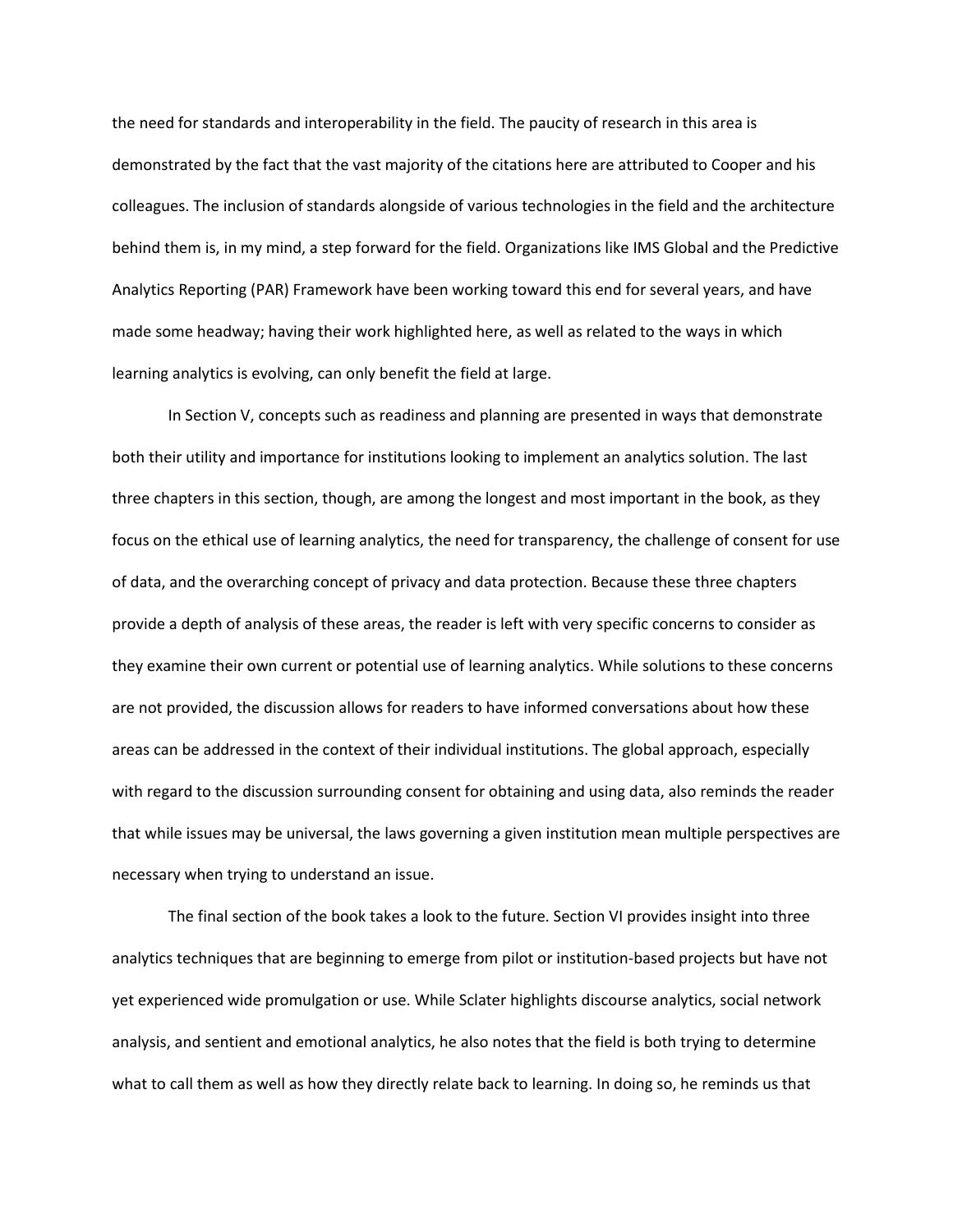the need for standards and interoperability in the field. The paucity of research in this area is demonstrated by the fact that the vast majority of the citations here are attributed to Cooper and his colleagues. The inclusion of standards alongside of various technologies in the field and the architecture behind them is, in my mind, a step forward for the field. Organizations like IMS Global and the Predictive Analytics Reporting (PAR) Framework have been working toward this end for several years, and have made some headway; having their work highlighted here, as well as related to the ways in which learning analytics is evolving, can only benefit the field at large.

In Section V, concepts such as readiness and planning are presented in ways that demonstrate both their utility and importance for institutions looking to implement an analytics solution. The last three chapters in this section, though, are among the longest and most important in the book, as they focus on the ethical use of learning analytics, the need for transparency, the challenge of consent for use of data, and the overarching concept of privacy and data protection. Because these three chapters provide a depth of analysis of these areas, the reader is left with very specific concerns to consider as they examine their own current or potential use of learning analytics. While solutions to these concerns are not provided, the discussion allows for readers to have informed conversations about how these areas can be addressed in the context of their individual institutions. The global approach, especially with regard to the discussion surrounding consent for obtaining and using data, also reminds the reader that while issues may be universal, the laws governing a given institution mean multiple perspectives are necessary when trying to understand an issue.

The final section of the book takes a look to the future. Section VI provides insight into three analytics techniques that are beginning to emerge from pilot or institution-based projects but have not yet experienced wide promulgation or use. While Sclater highlights discourse analytics, social network analysis, and sentient and emotional analytics, he also notes that the field is both trying to determine what to call them as well as how they directly relate back to learning. In doing so, he reminds us that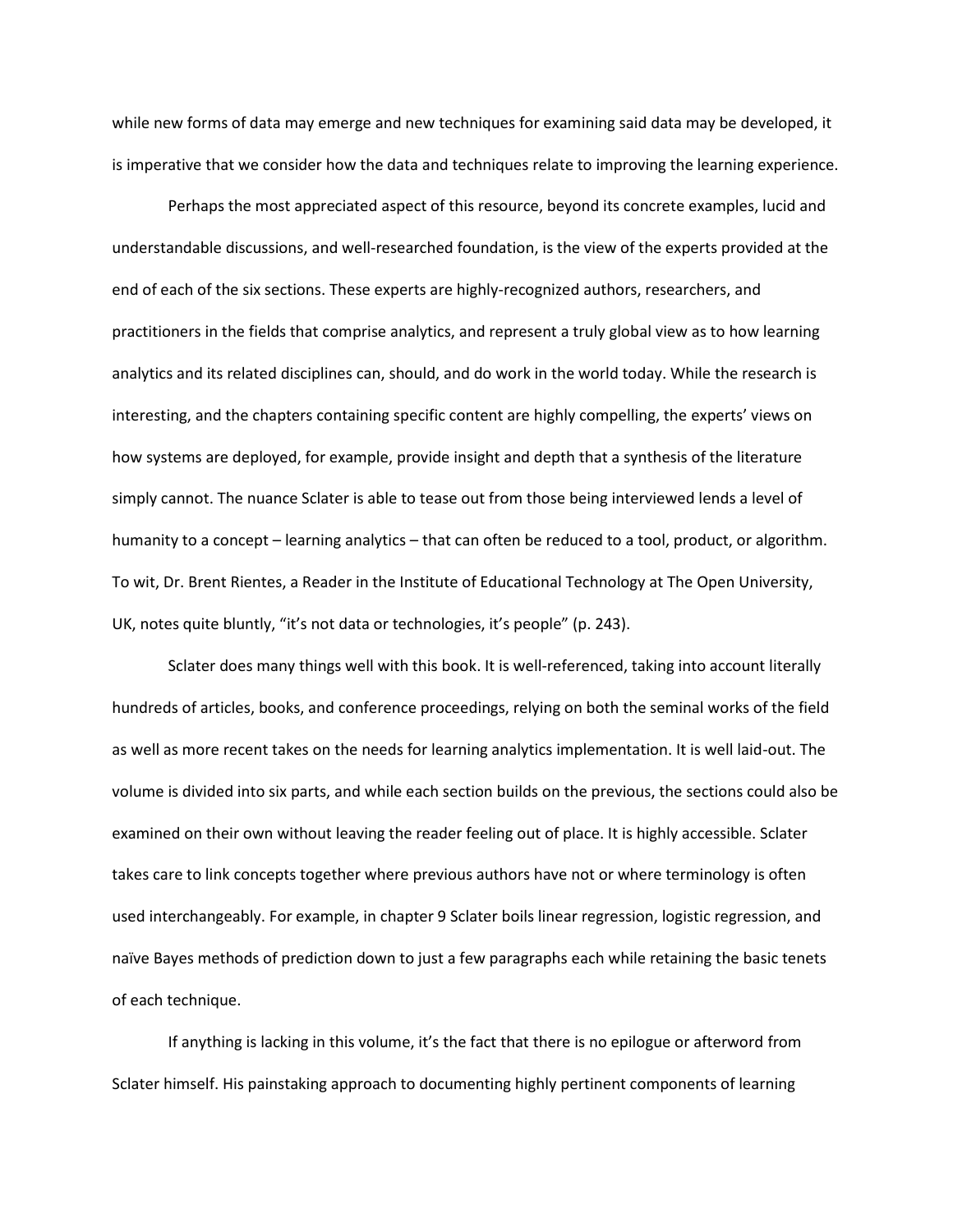while new forms of data may emerge and new techniques for examining said data may be developed, it is imperative that we consider how the data and techniques relate to improving the learning experience.

Perhaps the most appreciated aspect of this resource, beyond its concrete examples, lucid and understandable discussions, and well-researched foundation, is the view of the experts provided at the end of each of the six sections. These experts are highly-recognized authors, researchers, and practitioners in the fields that comprise analytics, and represent a truly global view as to how learning analytics and its related disciplines can, should, and do work in the world today. While the research is interesting, and the chapters containing specific content are highly compelling, the experts' views on how systems are deployed, for example, provide insight and depth that a synthesis of the literature simply cannot. The nuance Sclater is able to tease out from those being interviewed lends a level of humanity to a concept – learning analytics – that can often be reduced to a tool, product, or algorithm. To wit, Dr. Brent Rientes, a Reader in the Institute of Educational Technology at The Open University, UK, notes quite bluntly, "it's not data or technologies, it's people" (p. 243).

Sclater does many things well with this book. It is well-referenced, taking into account literally hundreds of articles, books, and conference proceedings, relying on both the seminal works of the field as well as more recent takes on the needs for learning analytics implementation. It is well laid-out. The volume is divided into six parts, and while each section builds on the previous, the sections could also be examined on their own without leaving the reader feeling out of place. It is highly accessible. Sclater takes care to link concepts together where previous authors have not or where terminology is often used interchangeably. For example, in chapter 9 Sclater boils linear regression, logistic regression, and naïve Bayes methods of prediction down to just a few paragraphs each while retaining the basic tenets of each technique.

If anything is lacking in this volume, it's the fact that there is no epilogue or afterword from Sclater himself. His painstaking approach to documenting highly pertinent components of learning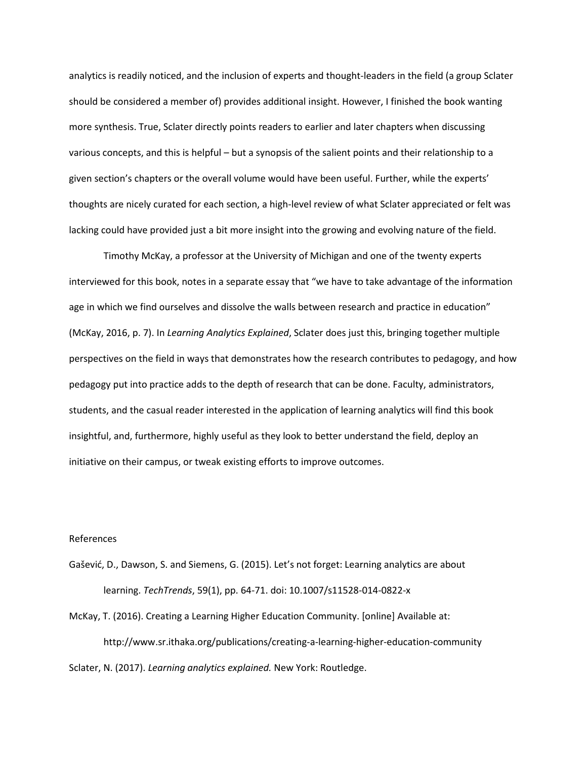analytics is readily noticed, and the inclusion of experts and thought-leaders in the field (a group Sclater should be considered a member of) provides additional insight. However, I finished the book wanting more synthesis. True, Sclater directly points readers to earlier and later chapters when discussing various concepts, and this is helpful – but a synopsis of the salient points and their relationship to a given section's chapters or the overall volume would have been useful. Further, while the experts' thoughts are nicely curated for each section, a high-level review of what Sclater appreciated or felt was lacking could have provided just a bit more insight into the growing and evolving nature of the field.

Timothy McKay, a professor at the University of Michigan and one of the twenty experts interviewed for this book, notes in a separate essay that "we have to take advantage of the information age in which we find ourselves and dissolve the walls between research and practice in education" (McKay, 2016, p. 7). In *Learning Analytics Explained*, Sclater does just this, bringing together multiple perspectives on the field in ways that demonstrates how the research contributes to pedagogy, and how pedagogy put into practice adds to the depth of research that can be done. Faculty, administrators, students, and the casual reader interested in the application of learning analytics will find this book insightful, and, furthermore, highly useful as they look to better understand the field, deploy an initiative on their campus, or tweak existing efforts to improve outcomes.

References

Gašević, D., Dawson, S. and Siemens, G. (2015). Let's not forget: Learning analytics are about learning. *TechTrends*, 59(1), pp. 64-71. doi: 10.1007/s11528-014-0822-x

McKay, T. (2016). Creating a Learning Higher Education Community. [online] Available at: http://www.sr.ithaka.org/publications/creating-a-learning-higher-education-community

Sclater, N. (2017). *Learning analytics explained.* New York: Routledge.